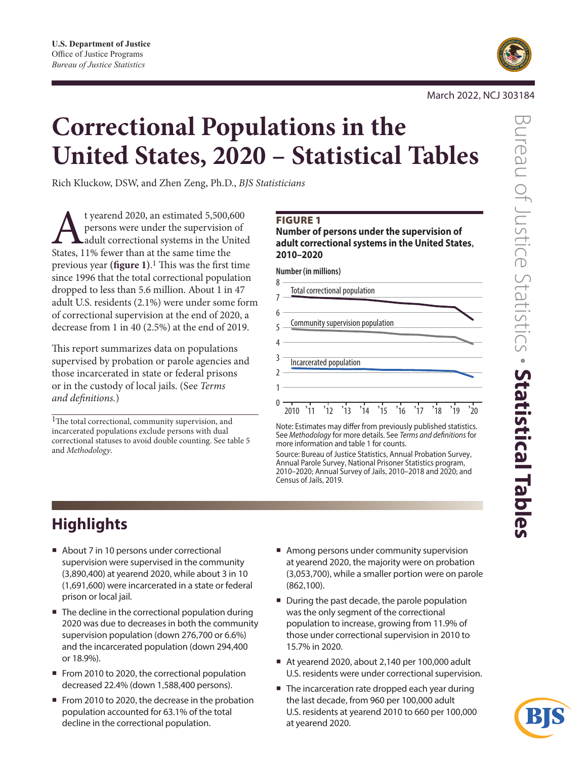U.S. Department of Justice
Office of Justice Programs
*Bureau of Justice Statistics*

March 2022, NCJ 303184

# Correctional Populations in the United States, 2020 – Statistical Tables

Rich Kluckow, DSW, and Zhen Zeng, Ph.D., *BJS Statisticians*

At yearend 2020, an estimated 5,500,600 persons were under the supervision of adult correctional systems in the United States, 11% fewer than at the same time the previous year **(figure 1)**.[1] This was the first time since 1996 that the total correctional population dropped to less than 5.6 million. About 1 in 47 adult U.S. residents (2.1%) were under some form of correctional supervision at the end of 2020, a decrease from 1 in 40 (2.5%) at the end of 2019.

This report summarizes data on populations supervised by probation or parole agencies and those incarcerated in state or federal prisons or in the custody of local jails. (See *Terms and definitions.*)

[1]The total correctional, community supervision, and incarcerated populations exclude persons with dual correctional statuses to avoid double counting. See table 5 and *Methodology*.

**FIGURE 1**
**Number of persons under the supervision of adult correctional systems in the United States, 2010–2020**

Number (in millions)

Total correctional population

Community supervision population

Incarcerated population

Note: Estimates may differ from previously published statistics. See *Methodology* for more details. See *Terms and definitions* for more information and table 1 for counts.
Source: Bureau of Justice Statistics, Annual Probation Survey, Annual Parole Survey, National Prisoner Statistics program, 2010–2020; Annual Survey of Jails, 2010–2018 and 2020; and Census of Jails, 2019.

## Highlights

- About 7 in 10 persons under correctional supervision were supervised in the community (3,890,400) at yearend 2020, while about 3 in 10 (1,691,600) were incarcerated in a state or federal prison or local jail.
- The decline in the correctional population during 2020 was due to decreases in both the community supervision population (down 276,700 or 6.6%) and the incarcerated population (down 294,400 or 18.9%).
- From 2010 to 2020, the correctional population decreased 22.4% (down 1,588,400 persons).
- From 2010 to 2020, the decrease in the probation population accounted for 63.1% of the total decline in the correctional population.
- Among persons under community supervision at yearend 2020, the majority were on probation (3,053,700), while a smaller portion were on parole (862,100).
- During the past decade, the parole population was the only segment of the correctional population to increase, growing from 11.9% of those under correctional supervision in 2010 to 15.7% in 2020.
- At yearend 2020, about 2,140 per 100,000 adult U.S. residents were under correctional supervision.
- The incarceration rate dropped each year during the last decade, from 960 per 100,000 adult U.S. residents at yearend 2010 to 660 per 100,000 at yearend 2020.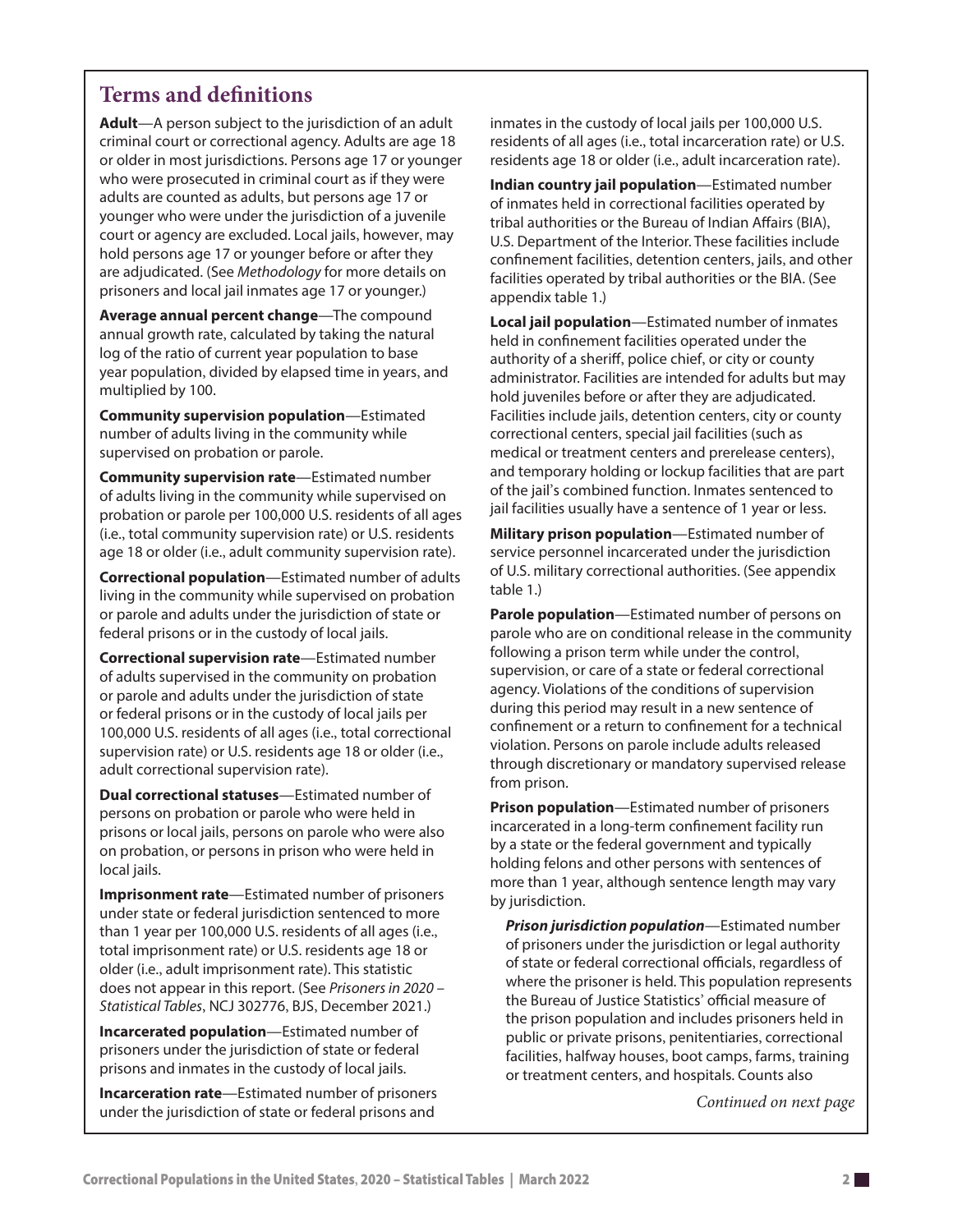## Terms and definitions

**Adult**—A person subject to the jurisdiction of an adult criminal court or correctional agency. Adults are age 18 or older in most jurisdictions. Persons age 17 or younger who were prosecuted in criminal court as if they were adults are counted as adults, but persons age 17 or younger who were under the jurisdiction of a juvenile court or agency are excluded. Local jails, however, may hold persons age 17 or younger before or after they are adjudicated. (See *Methodology* for more details on prisoners and local jail inmates age 17 or younger.)

**Average annual percent change**—The compound annual growth rate, calculated by taking the natural log of the ratio of current year population to base year population, divided by elapsed time in years, and multiplied by 100.

**Community supervision population**—Estimated number of adults living in the community while supervised on probation or parole.

**Community supervision rate**—Estimated number of adults living in the community while supervised on probation or parole per 100,000 U.S. residents of all ages (i.e., total community supervision rate) or U.S. residents age 18 or older (i.e., adult community supervision rate).

**Correctional population**—Estimated number of adults living in the community while supervised on probation or parole and adults under the jurisdiction of state or federal prisons or in the custody of local jails.

**Correctional supervision rate**—Estimated number of adults supervised in the community on probation or parole and adults under the jurisdiction of state or federal prisons or in the custody of local jails per 100,000 U.S. residents of all ages (i.e., total correctional supervision rate) or U.S. residents age 18 or older (i.e., adult correctional supervision rate).

**Dual correctional statuses**—Estimated number of persons on probation or parole who were held in prisons or local jails, persons on parole who were also on probation, or persons in prison who were held in local jails.

**Imprisonment rate**—Estimated number of prisoners under state or federal jurisdiction sentenced to more than 1 year per 100,000 U.S. residents of all ages (i.e., total imprisonment rate) or U.S. residents age 18 or older (i.e., adult imprisonment rate). This statistic does not appear in this report. (See *Prisoners in 2020 – Statistical Tables*, NCJ 302776, BJS, December 2021.)

**Incarcerated population**—Estimated number of prisoners under the jurisdiction of state or federal prisons and inmates in the custody of local jails.

**Incarceration rate**—Estimated number of prisoners under the jurisdiction of state or federal prisons and inmates in the custody of local jails per 100,000 U.S. residents of all ages (i.e., total incarceration rate) or U.S. residents age 18 or older (i.e., adult incarceration rate).

**Indian country jail population**—Estimated number of inmates held in correctional facilities operated by tribal authorities or the Bureau of Indian Affairs (BIA), U.S. Department of the Interior. These facilities include confinement facilities, detention centers, jails, and other facilities operated by tribal authorities or the BIA. (See appendix table 1.)

**Local jail population**—Estimated number of inmates held in confinement facilities operated under the authority of a sheriff, police chief, or city or county administrator. Facilities are intended for adults but may hold juveniles before or after they are adjudicated. Facilities include jails, detention centers, city or county correctional centers, special jail facilities (such as medical or treatment centers and prerelease centers), and temporary holding or lockup facilities that are part of the jail's combined function. Inmates sentenced to jail facilities usually have a sentence of 1 year or less.

**Military prison population**—Estimated number of service personnel incarcerated under the jurisdiction of U.S. military correctional authorities. (See appendix table 1.)

**Parole population**—Estimated number of persons on parole who are on conditional release in the community following a prison term while under the control, supervision, or care of a state or federal correctional agency. Violations of the conditions of supervision during this period may result in a new sentence of confinement or a return to confinement for a technical violation. Persons on parole include adults released through discretionary or mandatory supervised release from prison.

**Prison population**—Estimated number of prisoners incarcerated in a long-term confinement facility run by a state or the federal government and typically holding felons and other persons with sentences of more than 1 year, although sentence length may vary by jurisdiction.

***Prison jurisdiction population***—Estimated number of prisoners under the jurisdiction or legal authority of state or federal correctional officials, regardless of where the prisoner is held. This population represents the Bureau of Justice Statistics' official measure of the prison population and includes prisoners held in public or private prisons, penitentiaries, correctional facilities, halfway houses, boot camps, farms, training or treatment centers, and hospitals. Counts also

*Continued on next page*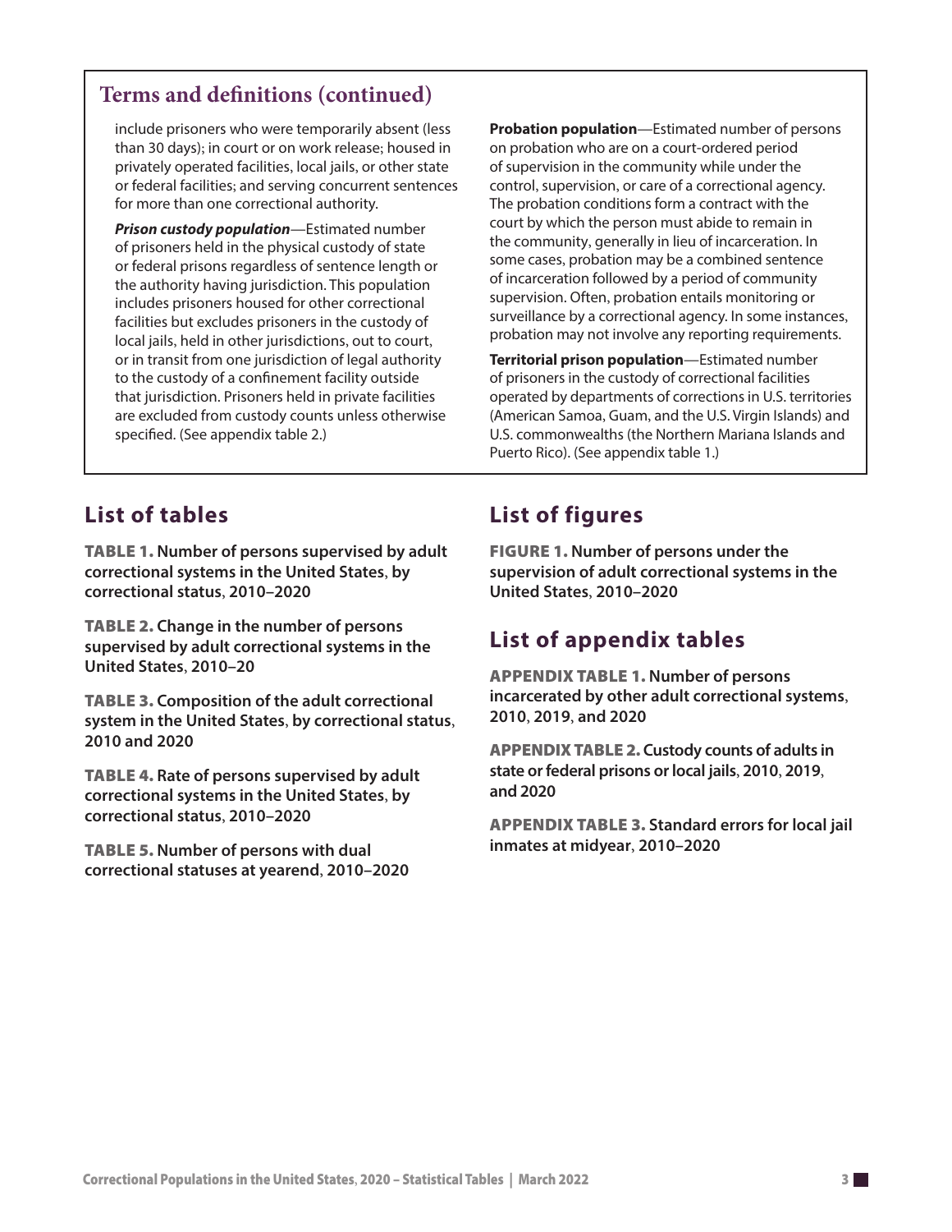## Terms and definitions (continued)

include prisoners who were temporarily absent (less than 30 days); in court or on work release; housed in privately operated facilities, local jails, or other state or federal facilities; and serving concurrent sentences for more than one correctional authority.

***Prison custody population***—Estimated number of prisoners held in the physical custody of state or federal prisons regardless of sentence length or the authority having jurisdiction. This population includes prisoners housed for other correctional facilities but excludes prisoners in the custody of local jails, held in other jurisdictions, out to court, or in transit from one jurisdiction of legal authority to the custody of a confinement facility outside that jurisdiction. Prisoners held in private facilities are excluded from custody counts unless otherwise specified. (See appendix table 2.)

**Probation population**—Estimated number of persons on probation who are on a court-ordered period of supervision in the community while under the control, supervision, or care of a correctional agency. The probation conditions form a contract with the court by which the person must abide to remain in the community, generally in lieu of incarceration. In some cases, probation may be a combined sentence of incarceration followed by a period of community supervision. Often, probation entails monitoring or surveillance by a correctional agency. In some instances, probation may not involve any reporting requirements.

**Territorial prison population**—Estimated number of prisoners in the custody of correctional facilities operated by departments of corrections in U.S. territories (American Samoa, Guam, and the U.S. Virgin Islands) and U.S. commonwealths (the Northern Mariana Islands and Puerto Rico). (See appendix table 1.)

## List of tables

**TABLE 1. Number of persons supervised by adult correctional systems in the United States, by correctional status, 2010–2020**

**TABLE 2. Change in the number of persons supervised by adult correctional systems in the United States, 2010–20**

**TABLE 3. Composition of the adult correctional system in the United States, by correctional status, 2010 and 2020**

**TABLE 4. Rate of persons supervised by adult correctional systems in the United States, by correctional status, 2010–2020**

**TABLE 5. Number of persons with dual correctional statuses at yearend, 2010–2020**

## List of figures

**FIGURE 1. Number of persons under the supervision of adult correctional systems in the United States, 2010–2020**

## List of appendix tables

**APPENDIX TABLE 1. Number of persons incarcerated by other adult correctional systems, 2010, 2019, and 2020**

**APPENDIX TABLE 2. Custody counts of adults in state or federal prisons or local jails, 2010, 2019, and 2020**

**APPENDIX TABLE 3. Standard errors for local jail inmates at midyear, 2010–2020**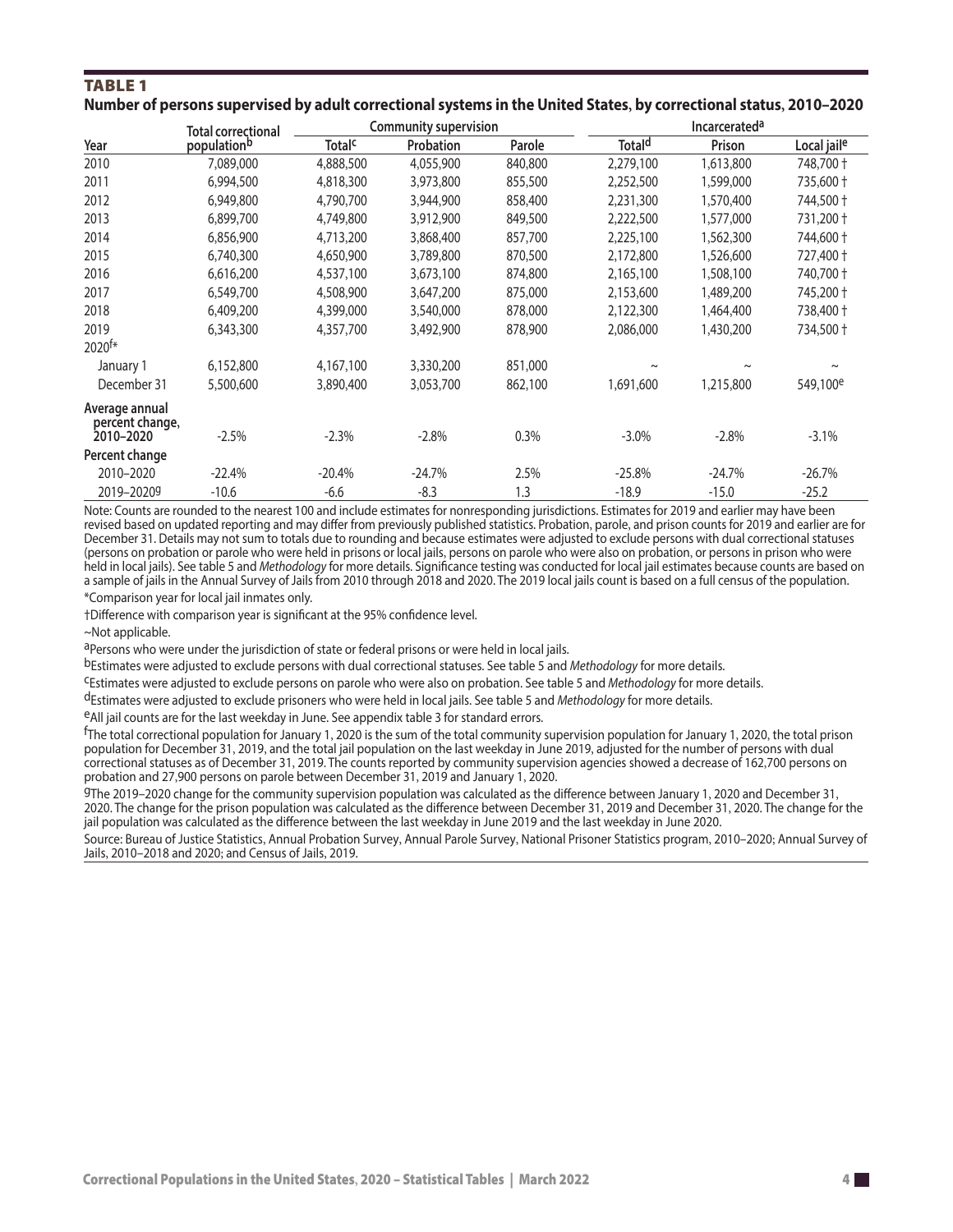## TABLE 1

**Number of persons supervised by adult correctional systems in the United States, by correctional status, 2010–2020**

| Year | Total correctional population[b] | Community supervision | | | Incarcerated[a] | | |
|---|---|---|---|---|---|---|---|
| | | Total[c] | Probation | Parole | Total[d] | Prison | Local jail[e] |
| 2010 | 7,089,000 | 4,888,500 | 4,055,900 | 840,800 | 2,279,100 | 1,613,800 | 748,700 † |
| 2011 | 6,994,500 | 4,818,300 | 3,973,800 | 855,500 | 2,252,500 | 1,599,000 | 735,600 † |
| 2012 | 6,949,800 | 4,790,700 | 3,944,900 | 858,400 | 2,231,300 | 1,570,400 | 744,500 † |
| 2013 | 6,899,700 | 4,749,800 | 3,912,900 | 849,500 | 2,222,500 | 1,577,000 | 731,200 † |
| 2014 | 6,856,900 | 4,713,200 | 3,868,400 | 857,700 | 2,225,100 | 1,562,300 | 744,600 † |
| 2015 | 6,740,300 | 4,650,900 | 3,789,800 | 870,500 | 2,172,800 | 1,526,600 | 727,400 † |
| 2016 | 6,616,200 | 4,537,100 | 3,673,100 | 874,800 | 2,165,100 | 1,508,100 | 740,700 † |
| 2017 | 6,549,700 | 4,508,900 | 3,647,200 | 875,000 | 2,153,600 | 1,489,200 | 745,200 † |
| 2018 | 6,409,200 | 4,399,000 | 3,540,000 | 878,000 | 2,122,300 | 1,464,400 | 738,400 † |
| 2019 | 6,343,300 | 4,357,700 | 3,492,900 | 878,900 | 2,086,000 | 1,430,200 | 734,500 † |
| 2020[f]* | | | | | | | |
| January 1 | 6,152,800 | 4,167,100 | 3,330,200 | 851,000 | ~ | ~ | ~ |
| December 31 | 5,500,600 | 3,890,400 | 3,053,700 | 862,100 | 1,691,600 | 1,215,800 | 549,100[e] |
| Average annual percent change, 2010–2020 | -2.5% | -2.3% | -2.8% | 0.3% | -3.0% | -2.8% | -3.1% |
| Percent change | | | | | | | |
| 2010–2020 | -22.4% | -20.4% | -24.7% | 2.5% | -25.8% | -24.7% | -26.7% |
| 2019–2020[g] | -10.6 | -6.6 | -8.3 | 1.3 | -18.9 | -15.0 | -25.2 |

Note: Counts are rounded to the nearest 100 and include estimates for nonresponding jurisdictions. Estimates for 2019 and earlier may have been revised based on updated reporting and may differ from previously published statistics. Probation, parole, and prison counts for 2019 and earlier are for December 31. Details may not sum to totals due to rounding and because estimates were adjusted to exclude persons with dual correctional statuses (persons on probation or parole who were held in prisons or local jails, persons on parole who were also on probation, or persons in prison who were held in local jails). See table 5 and *Methodology* for more details. Significance testing was conducted for local jail estimates because counts are based on a sample of jails in the Annual Survey of Jails from 2010 through 2018 and 2020. The 2019 local jails count is based on a full census of the population.

*Comparison year for local jail inmates only.

†Difference with comparison year is significant at the 95% confidence level.

~Not applicable.

[a]Persons who were under the jurisdiction of state or federal prisons or were held in local jails.

[b]Estimates were adjusted to exclude persons with dual correctional statuses. See table 5 and *Methodology* for more details.

[c]Estimates were adjusted to exclude persons on parole who were also on probation. See table 5 and *Methodology* for more details.

[d]Estimates were adjusted to exclude prisoners who were held in local jails. See table 5 and *Methodology* for more details.

[e]All jail counts are for the last weekday in June. See appendix table 3 for standard errors.

[f]The total correctional population for January 1, 2020 is the sum of the total community supervision population for January 1, 2020, the total prison population for December 31, 2019, and the total jail population on the last weekday in June 2019, adjusted for the number of persons with dual correctional statuses as of December 31, 2019. The counts reported by community supervision agencies showed a decrease of 162,700 persons on probation and 27,900 persons on parole between December 31, 2019 and January 1, 2020.

[g]The 2019–2020 change for the community supervision population was calculated as the difference between January 1, 2020 and December 31, 2020. The change for the prison population was calculated as the difference between December 31, 2019 and December 31, 2020. The change for the jail population was calculated as the difference between the last weekday in June 2019 and the last weekday in June 2020.

Source: Bureau of Justice Statistics, Annual Probation Survey, Annual Parole Survey, National Prisoner Statistics program, 2010–2020; Annual Survey of Jails, 2010–2018 and 2020; and Census of Jails, 2019.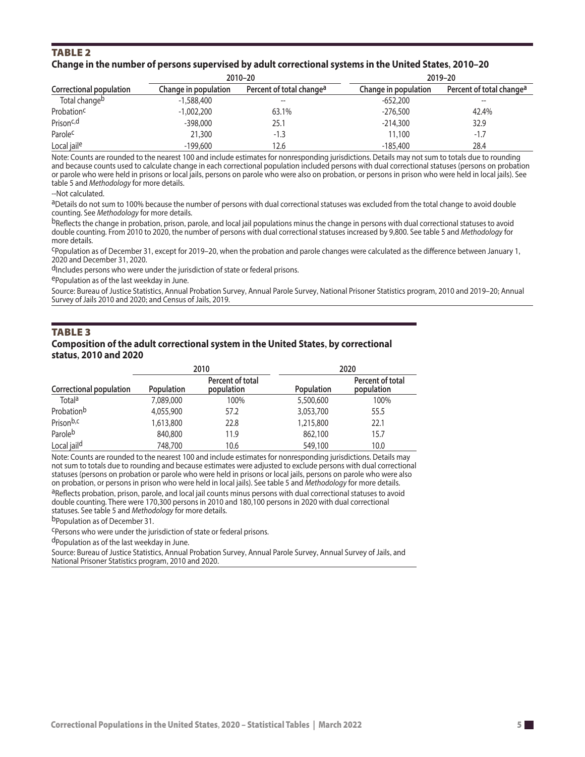## TABLE 2

### Change in the number of persons supervised by adult correctional systems in the United States, 2010–20

| Correctional population | 2010–20 | | 2019–20 | |
|---|---|---|---|---|
| | Change in population | Percent of total change[a] | Change in population | Percent of total change[a] |
| Total change[b] | -1,588,400 | -- | -652,200 | -- |
| Probation[c] | -1,002,200 | 63.1% | -276,500 | 42.4% |
| Prison[c,d] | -398,000 | 25.1 | -214,300 | 32.9 |
| Parole[c] | 21,300 | -1.3 | 11,100 | -1.7 |
| Local jail[e] | -199,600 | 12.6 | -185,400 | 28.4 |

Note: Counts are rounded to the nearest 100 and include estimates for nonresponding jurisdictions. Details may not sum to totals due to rounding and because counts used to calculate change in each correctional population included persons with dual correctional statuses (persons on probation or parole who were held in prisons or local jails, persons on parole who were also on probation, or persons in prison who were held in local jails). See table 5 and *Methodology* for more details.

--Not calculated.

[a]Details do not sum to 100% because the number of persons with dual correctional statuses was excluded from the total change to avoid double counting. See *Methodology* for more details.

[b]Reflects the change in probation, prison, parole, and local jail populations minus the change in persons with dual correctional statuses to avoid double counting. From 2010 to 2020, the number of persons with dual correctional statuses increased by 9,800. See table 5 and *Methodology* for more details.

[c]Population as of December 31, except for 2019–20, when the probation and parole changes were calculated as the difference between January 1, 2020 and December 31, 2020.

[d]Includes persons who were under the jurisdiction of state or federal prisons.

[e]Population as of the last weekday in June.

Source: Bureau of Justice Statistics, Annual Probation Survey, Annual Parole Survey, National Prisoner Statistics program, 2010 and 2019–20; Annual Survey of Jails 2010 and 2020; and Census of Jails, 2019.

## TABLE 3

### Composition of the adult correctional system in the United States, by correctional status, 2010 and 2020

| Correctional population | 2010 | | 2020 | |
|---|---|---|---|---|
| | Population | Percent of total population | Population | Percent of total population |
| Total[a] | 7,089,000 | 100% | 5,500,600 | 100% |
| Probation[b] | 4,055,900 | 57.2 | 3,053,700 | 55.5 |
| Prison[b,c] | 1,613,800 | 22.8 | 1,215,800 | 22.1 |
| Parole[b] | 840,800 | 11.9 | 862,100 | 15.7 |
| Local jail[d] | 748,700 | 10.6 | 549,100 | 10.0 |

Note: Counts are rounded to the nearest 100 and include estimates for nonresponding jurisdictions. Details may not sum to totals due to rounding and because estimates were adjusted to exclude persons with dual correctional statuses (persons on probation or parole who were held in prisons or local jails, persons on parole who were also on probation, or persons in prison who were held in local jails). See table 5 and *Methodology* for more details.

[a]Reflects probation, prison, parole, and local jail counts minus persons with dual correctional statuses to avoid double counting. There were 170,300 persons in 2010 and 180,100 persons in 2020 with dual correctional statuses. See table 5 and *Methodology* for more details.

[b]Population as of December 31.

[c]Persons who were under the jurisdiction of state or federal prisons.

[d]Population as of the last weekday in June.

Source: Bureau of Justice Statistics, Annual Probation Survey, Annual Parole Survey, Annual Survey of Jails, and National Prisoner Statistics program, 2010 and 2020.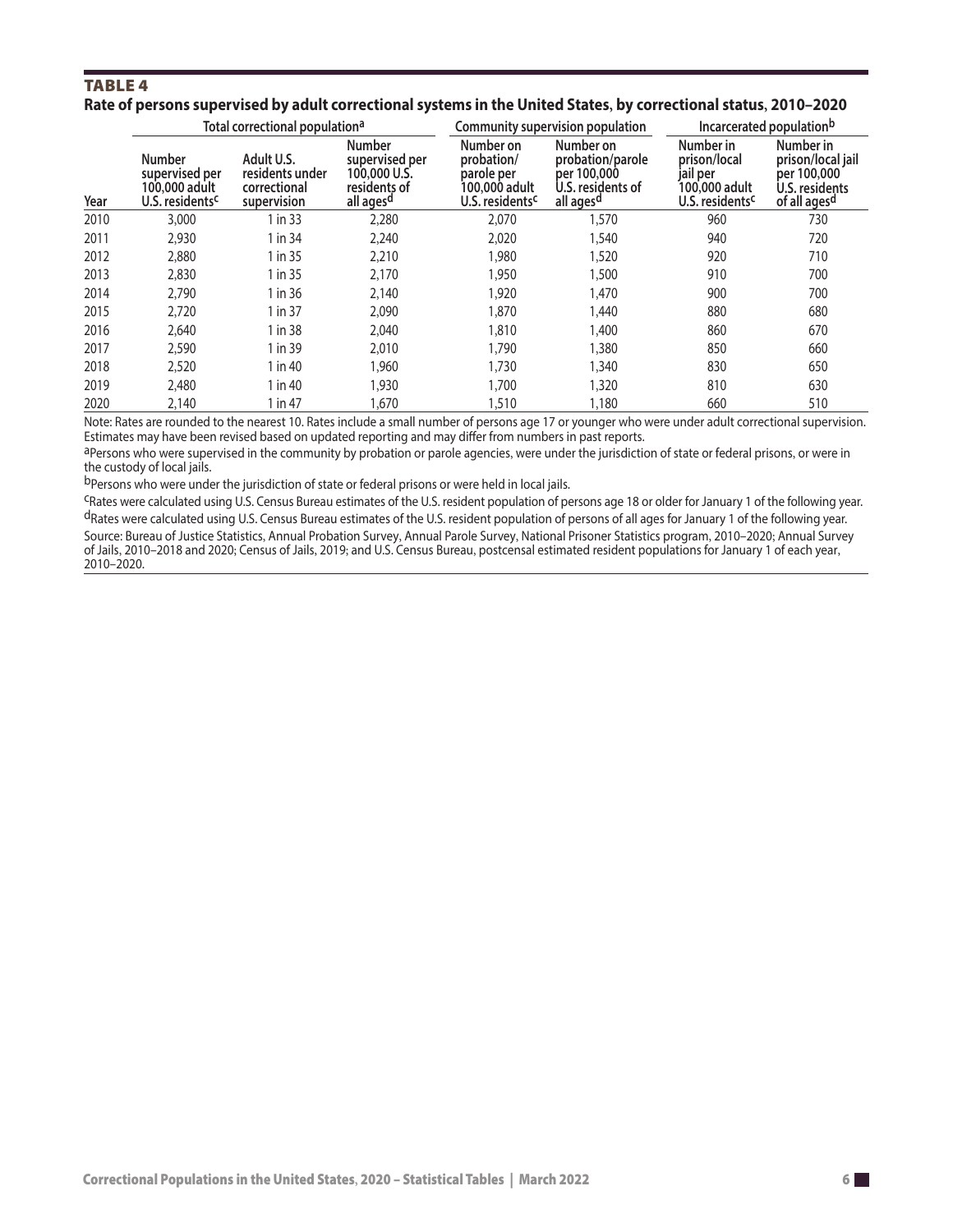## TABLE 4

**Rate of persons supervised by adult correctional systems in the United States, by correctional status, 2010–2020**

| | Total correctional population[a] | | | Community supervision population | | Incarcerated population[b] | |
|---|---|---|---|---|---|---|---|
| Year | Number supervised per 100,000 adult U.S. residents[c] | Adult U.S. residents under correctional supervision | Number supervised per 100,000 U.S. residents of all ages[d] | Number on probation/ parole per 100,000 adult U.S. residents[c] | Number on probation/parole per 100,000 U.S. residents of all ages[d] | Number in prison/local jail per 100,000 adult U.S. residents[c] | Number in prison/local jail per 100,000 U.S. residents of all ages[d] |
| 2010 | 3,000 | 1 in 33 | 2,280 | 2,070 | 1,570 | 960 | 730 |
| 2011 | 2,930 | 1 in 34 | 2,240 | 2,020 | 1,540 | 940 | 720 |
| 2012 | 2,880 | 1 in 35 | 2,210 | 1,980 | 1,520 | 920 | 710 |
| 2013 | 2,830 | 1 in 35 | 2,170 | 1,950 | 1,500 | 910 | 700 |
| 2014 | 2,790 | 1 in 36 | 2,140 | 1,920 | 1,470 | 900 | 700 |
| 2015 | 2,720 | 1 in 37 | 2,090 | 1,870 | 1,440 | 880 | 680 |
| 2016 | 2,640 | 1 in 38 | 2,040 | 1,810 | 1,400 | 860 | 670 |
| 2017 | 2,590 | 1 in 39 | 2,010 | 1,790 | 1,380 | 850 | 660 |
| 2018 | 2,520 | 1 in 40 | 1,960 | 1,730 | 1,340 | 830 | 650 |
| 2019 | 2,480 | 1 in 40 | 1,930 | 1,700 | 1,320 | 810 | 630 |
| 2020 | 2,140 | 1 in 47 | 1,670 | 1,510 | 1,180 | 660 | 510 |

Note: Rates are rounded to the nearest 10. Rates include a small number of persons age 17 or younger who were under adult correctional supervision. Estimates may have been revised based on updated reporting and may differ from numbers in past reports.

[a]Persons who were supervised in the community by probation or parole agencies, were under the jurisdiction of state or federal prisons, or were in the custody of local jails.

[b]Persons who were under the jurisdiction of state or federal prisons or were held in local jails.

[c]Rates were calculated using U.S. Census Bureau estimates of the U.S. resident population of persons age 18 or older for January 1 of the following year.

[d]Rates were calculated using U.S. Census Bureau estimates of the U.S. resident population of persons of all ages for January 1 of the following year.

Source: Bureau of Justice Statistics, Annual Probation Survey, Annual Parole Survey, National Prisoner Statistics program, 2010–2020; Annual Survey of Jails, 2010–2018 and 2020; Census of Jails, 2019; and U.S. Census Bureau, postcensal estimated resident populations for January 1 of each year, 2010–2020.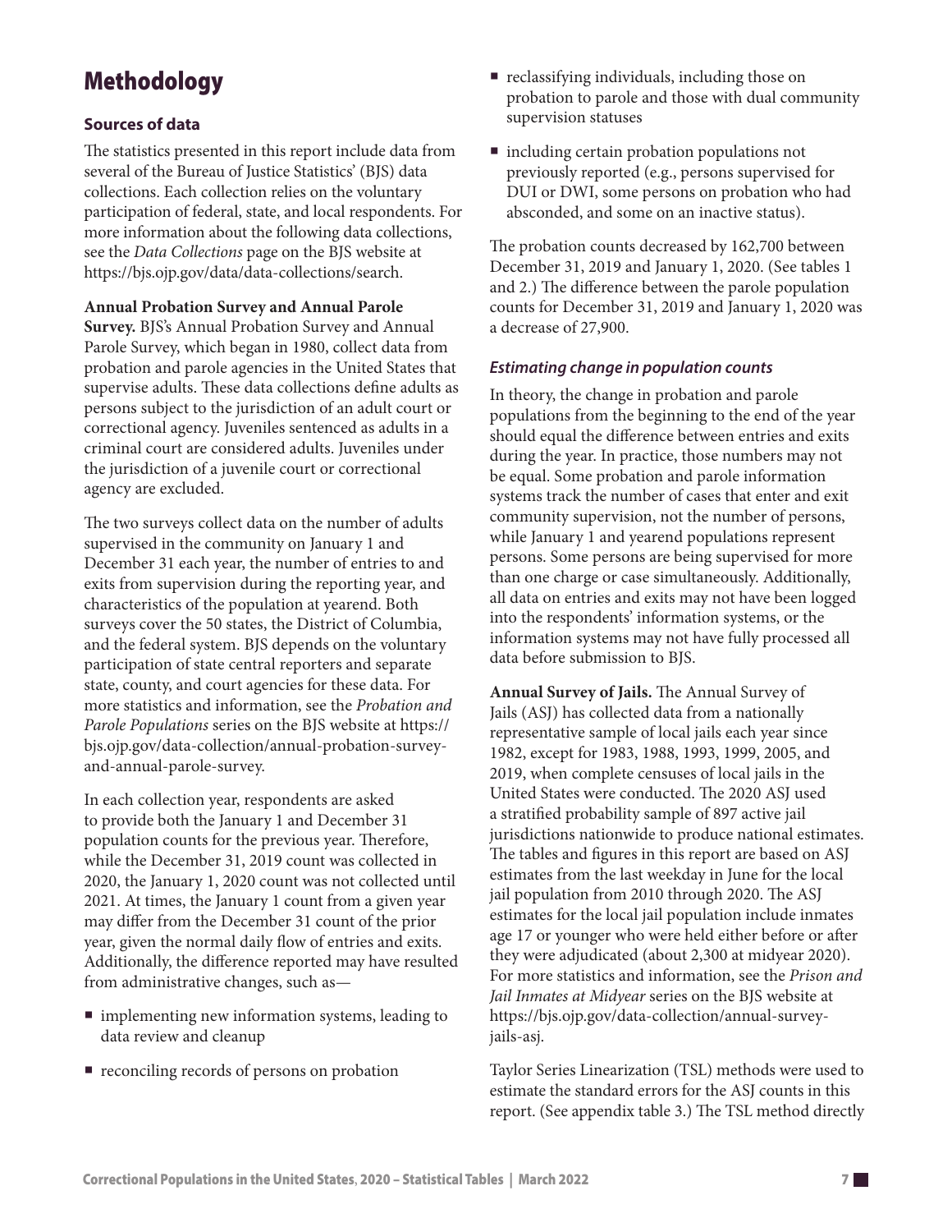# Methodology

### Sources of data

The statistics presented in this report include data from several of the Bureau of Justice Statistics' (BJS) data collections. Each collection relies on the voluntary participation of federal, state, and local respondents. For more information about the following data collections, see the *Data Collections* page on the BJS website at https://bjs.ojp.gov/data/data-collections/search.

**Annual Probation Survey and Annual Parole Survey.** BJS's Annual Probation Survey and Annual Parole Survey, which began in 1980, collect data from probation and parole agencies in the United States that supervise adults. These data collections define adults as persons subject to the jurisdiction of an adult court or correctional agency. Juveniles sentenced as adults in a criminal court are considered adults. Juveniles under the jurisdiction of a juvenile court or correctional agency are excluded.

The two surveys collect data on the number of adults supervised in the community on January 1 and December 31 each year, the number of entries to and exits from supervision during the reporting year, and characteristics of the population at yearend. Both surveys cover the 50 states, the District of Columbia, and the federal system. BJS depends on the voluntary participation of state central reporters and separate state, county, and court agencies for these data. For more statistics and information, see the *Probation and Parole Populations* series on the BJS website at https://bjs.ojp.gov/data-collection/annual-probation-survey-and-annual-parole-survey.

In each collection year, respondents are asked to provide both the January 1 and December 31 population counts for the previous year. Therefore, while the December 31, 2019 count was collected in 2020, the January 1, 2020 count was not collected until 2021. At times, the January 1 count from a given year may differ from the December 31 count of the prior year, given the normal daily flow of entries and exits. Additionally, the difference reported may have resulted from administrative changes, such as—

- implementing new information systems, leading to data review and cleanup
- reconciling records of persons on probation
- reclassifying individuals, including those on probation to parole and those with dual community supervision statuses
- including certain probation populations not previously reported (e.g., persons supervised for DUI or DWI, some persons on probation who had absconded, and some on an inactive status).

The probation counts decreased by 162,700 between December 31, 2019 and January 1, 2020. (See tables 1 and 2.) The difference between the parole population counts for December 31, 2019 and January 1, 2020 was a decrease of 27,900.

#### *Estimating change in population counts*

In theory, the change in probation and parole populations from the beginning to the end of the year should equal the difference between entries and exits during the year. In practice, those numbers may not be equal. Some probation and parole information systems track the number of cases that enter and exit community supervision, not the number of persons, while January 1 and yearend populations represent persons. Some persons are being supervised for more than one charge or case simultaneously. Additionally, all data on entries and exits may not have been logged into the respondents' information systems, or the information systems may not have fully processed all data before submission to BJS.

**Annual Survey of Jails.** The Annual Survey of Jails (ASJ) has collected data from a nationally representative sample of local jails each year since 1982, except for 1983, 1988, 1993, 1999, 2005, and 2019, when complete censuses of local jails in the United States were conducted. The 2020 ASJ used a stratified probability sample of 897 active jail jurisdictions nationwide to produce national estimates. The tables and figures in this report are based on ASJ estimates from the last weekday in June for the local jail population from 2010 through 2020. The ASJ estimates for the local jail population include inmates age 17 or younger who were held either before or after they were adjudicated (about 2,300 at midyear 2020). For more statistics and information, see the *Prison and Jail Inmates at Midyear* series on the BJS website at https://bjs.ojp.gov/data-collection/annual-survey-jails-asj.

Taylor Series Linearization (TSL) methods were used to estimate the standard errors for the ASJ counts in this report. (See appendix table 3.) The TSL method directly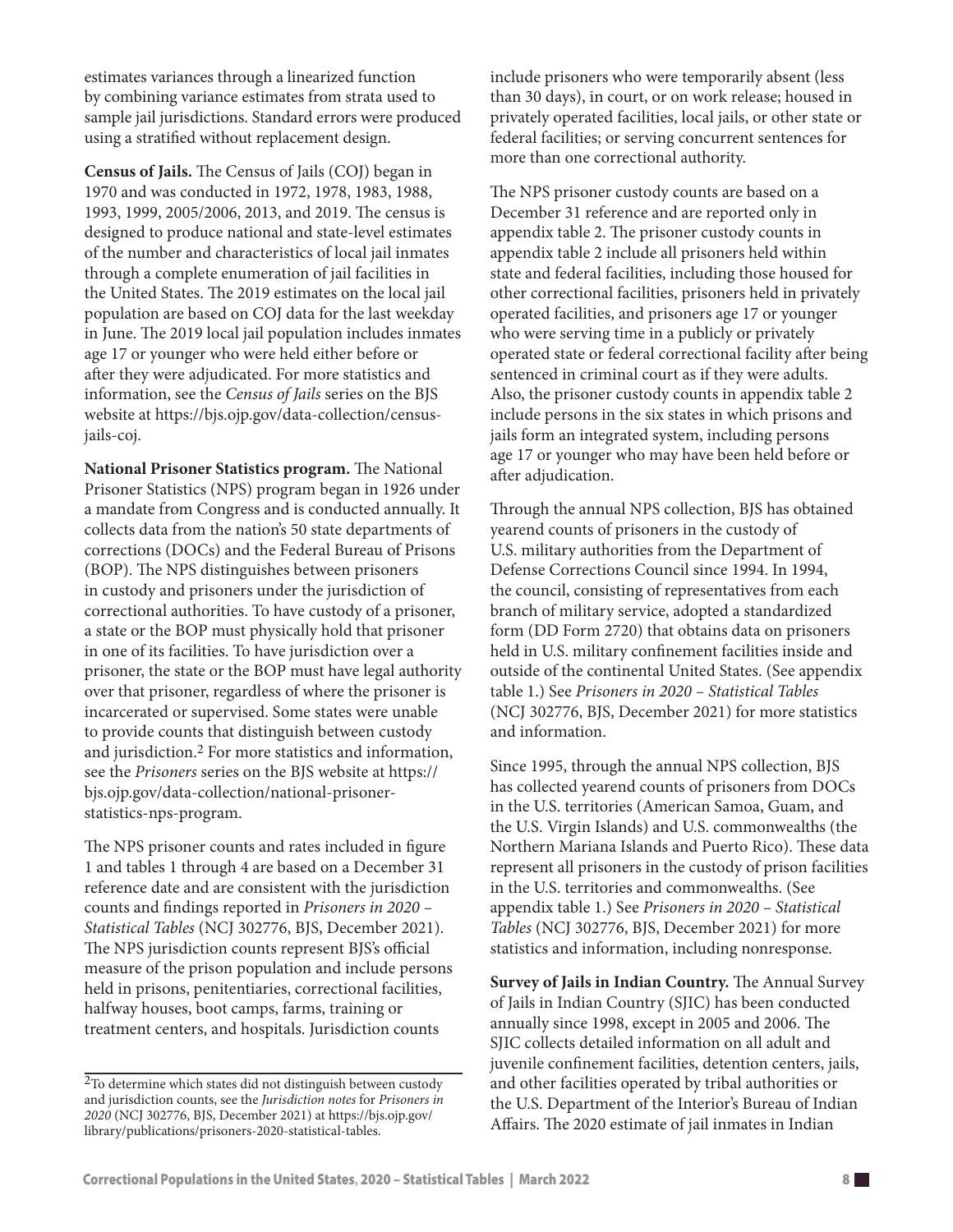estimates variances through a linearized function by combining variance estimates from strata used to sample jail jurisdictions. Standard errors were produced using a stratified without replacement design.

**Census of Jails.** The Census of Jails (COJ) began in 1970 and was conducted in 1972, 1978, 1983, 1988, 1993, 1999, 2005/2006, 2013, and 2019. The census is designed to produce national and state-level estimates of the number and characteristics of local jail inmates through a complete enumeration of jail facilities in the United States. The 2019 estimates on the local jail population are based on COJ data for the last weekday in June. The 2019 local jail population includes inmates age 17 or younger who were held either before or after they were adjudicated. For more statistics and information, see the *Census of Jails* series on the BJS website at https://bjs.ojp.gov/data-collection/census-jails-coj.

**National Prisoner Statistics program.** The National Prisoner Statistics (NPS) program began in 1926 under a mandate from Congress and is conducted annually. It collects data from the nation's 50 state departments of corrections (DOCs) and the Federal Bureau of Prisons (BOP). The NPS distinguishes between prisoners in custody and prisoners under the jurisdiction of correctional authorities. To have custody of a prisoner, a state or the BOP must physically hold that prisoner in one of its facilities. To have jurisdiction over a prisoner, the state or the BOP must have legal authority over that prisoner, regardless of where the prisoner is incarcerated or supervised. Some states were unable to provide counts that distinguish between custody and jurisdiction.[2] For more statistics and information, see the *Prisoners* series on the BJS website at https://bjs.ojp.gov/data-collection/national-prisoner-statistics-nps-program.

The NPS prisoner counts and rates included in figure 1 and tables 1 through 4 are based on a December 31 reference date and are consistent with the jurisdiction counts and findings reported in *Prisoners in 2020 – Statistical Tables* (NCJ 302776, BJS, December 2021). The NPS jurisdiction counts represent BJS's official measure of the prison population and include persons held in prisons, penitentiaries, correctional facilities, halfway houses, boot camps, farms, training or treatment centers, and hospitals. Jurisdiction counts include prisoners who were temporarily absent (less than 30 days), in court, or on work release; housed in privately operated facilities, local jails, or other state or federal facilities; or serving concurrent sentences for more than one correctional authority.

The NPS prisoner custody counts are based on a December 31 reference and are reported only in appendix table 2. The prisoner custody counts in appendix table 2 include all prisoners held within state and federal facilities, including those housed for other correctional facilities, prisoners held in privately operated facilities, and prisoners age 17 or younger who were serving time in a publicly or privately operated state or federal correctional facility after being sentenced in criminal court as if they were adults. Also, the prisoner custody counts in appendix table 2 include persons in the six states in which prisons and jails form an integrated system, including persons age 17 or younger who may have been held before or after adjudication.

Through the annual NPS collection, BJS has obtained yearend counts of prisoners in the custody of U.S. military authorities from the Department of Defense Corrections Council since 1994. In 1994, the council, consisting of representatives from each branch of military service, adopted a standardized form (DD Form 2720) that obtains data on prisoners held in U.S. military confinement facilities inside and outside of the continental United States. (See appendix table 1.) See *Prisoners in 2020 – Statistical Tables* (NCJ 302776, BJS, December 2021) for more statistics and information.

Since 1995, through the annual NPS collection, BJS has collected yearend counts of prisoners from DOCs in the U.S. territories (American Samoa, Guam, and the U.S. Virgin Islands) and U.S. commonwealths (the Northern Mariana Islands and Puerto Rico). These data represent all prisoners in the custody of prison facilities in the U.S. territories and commonwealths. (See appendix table 1.) See *Prisoners in 2020 – Statistical Tables* (NCJ 302776, BJS, December 2021) for more statistics and information, including nonresponse.

**Survey of Jails in Indian Country.** The Annual Survey of Jails in Indian Country (SJIC) has been conducted annually since 1998, except in 2005 and 2006. The SJIC collects detailed information on all adult and juvenile confinement facilities, detention centers, jails, and other facilities operated by tribal authorities or the U.S. Department of the Interior's Bureau of Indian Affairs. The 2020 estimate of jail inmates in Indian

---

[2] To determine which states did not distinguish between custody and jurisdiction counts, see the *Jurisdiction notes* for *Prisoners in 2020* (NCJ 302776, BJS, December 2021) at https://bjs.ojp.gov/library/publications/prisoners-2020-statistical-tables.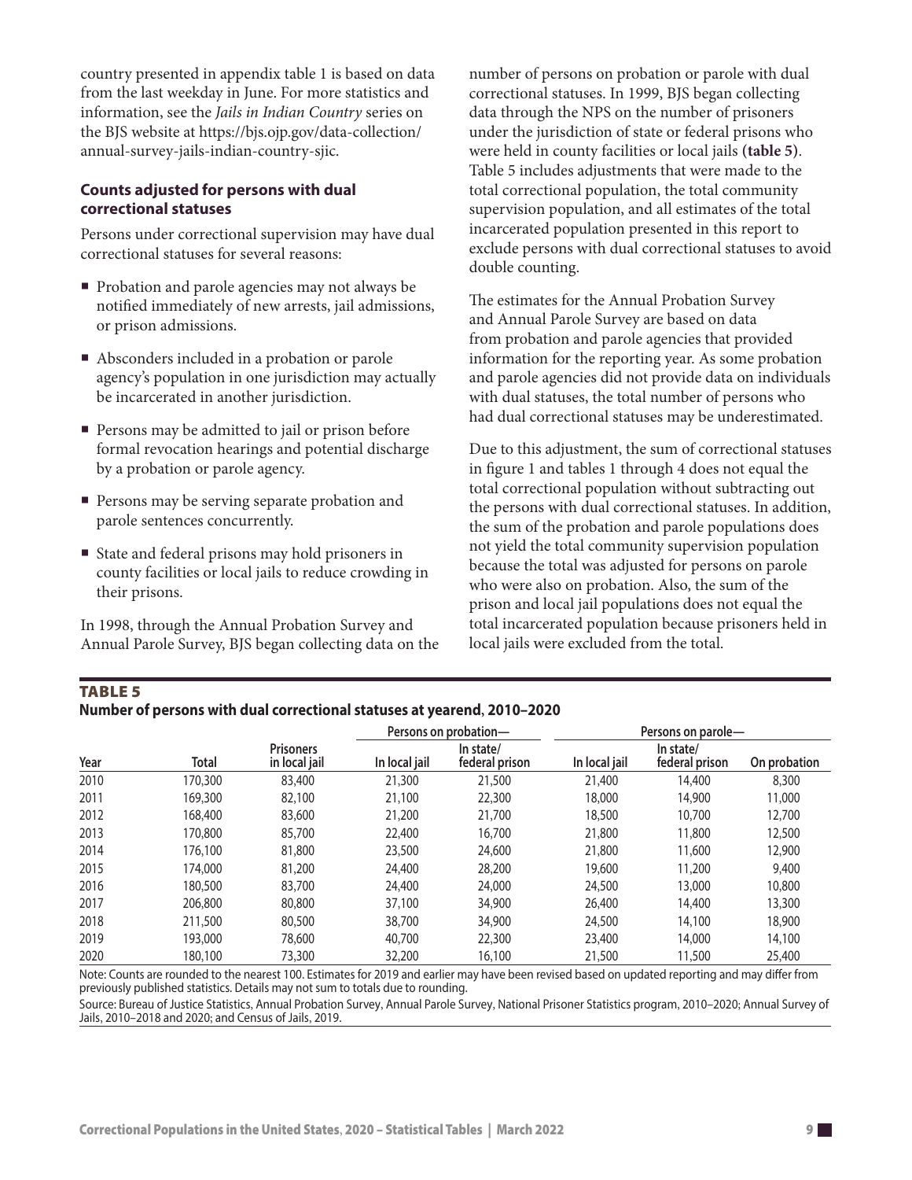country presented in appendix table 1 is based on data from the last weekday in June. For more statistics and information, see the *Jails in Indian Country* series on the BJS website at https://bjs.ojp.gov/data-collection/annual-survey-jails-indian-country-sjic.

### Counts adjusted for persons with dual correctional statuses

Persons under correctional supervision may have dual correctional statuses for several reasons:

- Probation and parole agencies may not always be notified immediately of new arrests, jail admissions, or prison admissions.
- Absconders included in a probation or parole agency's population in one jurisdiction may actually be incarcerated in another jurisdiction.
- Persons may be admitted to jail or prison before formal revocation hearings and potential discharge by a probation or parole agency.
- Persons may be serving separate probation and parole sentences concurrently.
- State and federal prisons may hold prisoners in county facilities or local jails to reduce crowding in their prisons.

In 1998, through the Annual Probation Survey and Annual Parole Survey, BJS began collecting data on the number of persons on probation or parole with dual correctional statuses. In 1999, BJS began collecting data through the NPS on the number of prisoners under the jurisdiction of state or federal prisons who were held in county facilities or local jails **(table 5)**. Table 5 includes adjustments that were made to the total correctional population, the total community supervision population, and all estimates of the total incarcerated population presented in this report to exclude persons with dual correctional statuses to avoid double counting.

The estimates for the Annual Probation Survey and Annual Parole Survey are based on data from probation and parole agencies that provided information for the reporting year. As some probation and parole agencies did not provide data on individuals with dual statuses, the total number of persons who had dual correctional statuses may be underestimated.

Due to this adjustment, the sum of correctional statuses in figure 1 and tables 1 through 4 does not equal the total correctional population without subtracting out the persons with dual correctional statuses. In addition, the sum of the probation and parole populations does not yield the total community supervision population because the total was adjusted for persons on parole who were also on probation. Also, the sum of the prison and local jail populations does not equal the total incarcerated population because prisoners held in local jails were excluded from the total.

**TABLE 5**
**Number of persons with dual correctional statuses at yearend, 2010–2020**

| Year | Total | Prisoners in local jail | Persons on probation— | | Persons on parole— | | |
|---|---|---|---|---|---|---|---|
| | | | In local jail | In state/ federal prison | In local jail | In state/ federal prison | On probation |
| 2010 | 170,300 | 83,400 | 21,300 | 21,500 | 21,400 | 14,400 | 8,300 |
| 2011 | 169,300 | 82,100 | 21,100 | 22,300 | 18,000 | 14,900 | 11,000 |
| 2012 | 168,400 | 83,600 | 21,200 | 21,700 | 18,500 | 10,700 | 12,700 |
| 2013 | 170,800 | 85,700 | 22,400 | 16,700 | 21,800 | 11,800 | 12,500 |
| 2014 | 176,100 | 81,800 | 23,500 | 24,600 | 21,800 | 11,600 | 12,900 |
| 2015 | 174,000 | 81,200 | 24,400 | 28,200 | 19,600 | 11,200 | 9,400 |
| 2016 | 180,500 | 83,700 | 24,400 | 24,000 | 24,500 | 13,000 | 10,800 |
| 2017 | 206,800 | 80,800 | 37,100 | 34,900 | 26,400 | 14,400 | 13,300 |
| 2018 | 211,500 | 80,500 | 38,700 | 34,900 | 24,500 | 14,100 | 18,900 |
| 2019 | 193,000 | 78,600 | 40,700 | 22,300 | 23,400 | 14,000 | 14,100 |
| 2020 | 180,100 | 73,300 | 32,200 | 16,100 | 21,500 | 11,500 | 25,400 |

Note: Counts are rounded to the nearest 100. Estimates for 2019 and earlier may have been revised based on updated reporting and may differ from previously published statistics. Details may not sum to totals due to rounding.

Source: Bureau of Justice Statistics, Annual Probation Survey, Annual Parole Survey, National Prisoner Statistics program, 2010–2020; Annual Survey of Jails, 2010–2018 and 2020; and Census of Jails, 2019.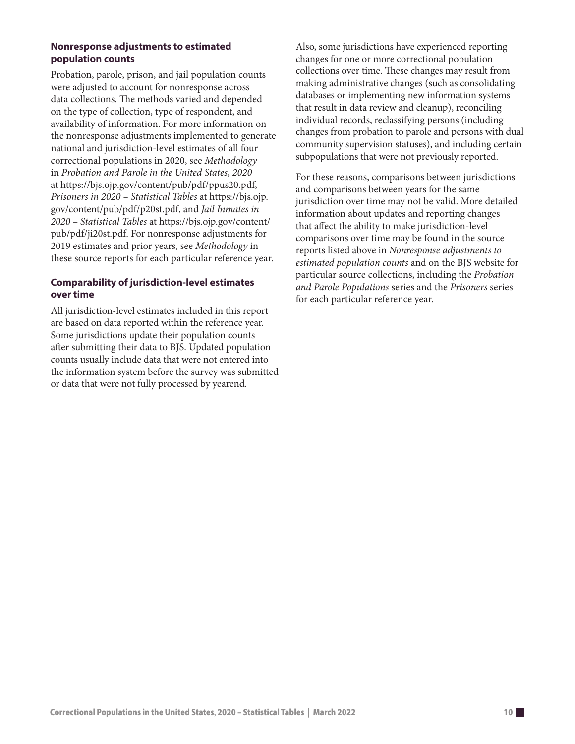### Nonresponse adjustments to estimated population counts

Probation, parole, prison, and jail population counts were adjusted to account for nonresponse across data collections. The methods varied and depended on the type of collection, type of respondent, and availability of information. For more information on the nonresponse adjustments implemented to generate national and jurisdiction-level estimates of all four correctional populations in 2020, see *Methodology* in *Probation and Parole in the United States, 2020* at https://bjs.ojp.gov/content/pub/pdf/ppus20.pdf, *Prisoners in 2020 – Statistical Tables* at https://bjs.ojp.gov/content/pub/pdf/p20st.pdf, and *Jail Inmates in 2020 – Statistical Tables* at https://bjs.ojp.gov/content/pub/pdf/ji20st.pdf. For nonresponse adjustments for 2019 estimates and prior years, see *Methodology* in these source reports for each particular reference year.

### Comparability of jurisdiction-level estimates over time

All jurisdiction-level estimates included in this report are based on data reported within the reference year. Some jurisdictions update their population counts after submitting their data to BJS. Updated population counts usually include data that were not entered into the information system before the survey was submitted or data that were not fully processed by yearend.

Also, some jurisdictions have experienced reporting changes for one or more correctional population collections over time. These changes may result from making administrative changes (such as consolidating databases or implementing new information systems that result in data review and cleanup), reconciling individual records, reclassifying persons (including changes from probation to parole and persons with dual community supervision statuses), and including certain subpopulations that were not previously reported.

For these reasons, comparisons between jurisdictions and comparisons between years for the same jurisdiction over time may not be valid. More detailed information about updates and reporting changes that affect the ability to make jurisdiction-level comparisons over time may be found in the source reports listed above in *Nonresponse adjustments to estimated population counts* and on the BJS website for particular source collections, including the *Probation and Parole Populations* series and the *Prisoners* series for each particular reference year.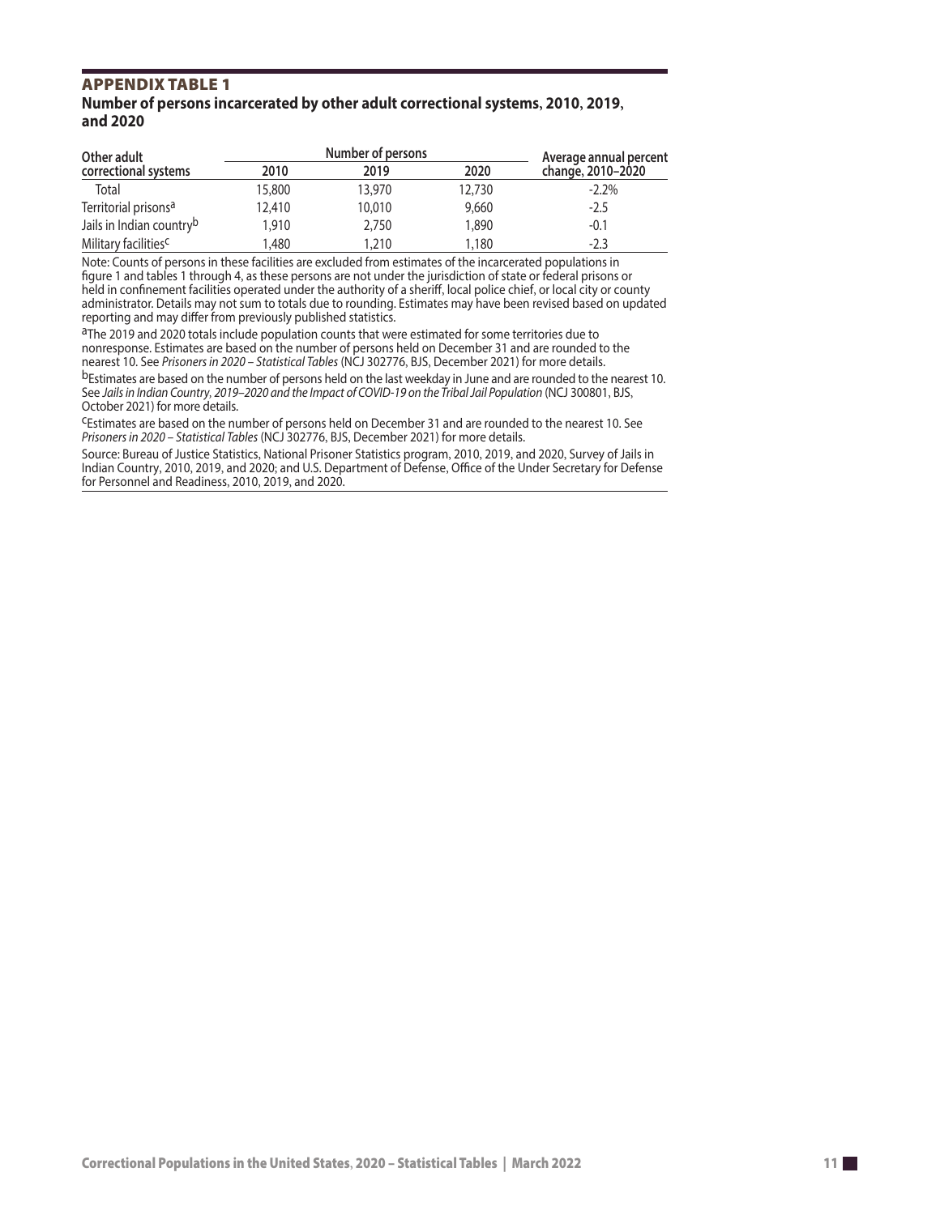## APPENDIX TABLE 1

**Number of persons incarcerated by other adult correctional systems, 2010, 2019, and 2020**

| Other adult correctional systems | Number of persons | | | Average annual percent change, 2010–2020 |
|---|---|---|---|---|
| | 2010 | 2019 | 2020 | |
| Total | 15,800 | 13,970 | 12,730 | -2.2% |
| Territorial prisons[a] | 12,410 | 10,010 | 9,660 | -2.5 |
| Jails in Indian country[b] | 1,910 | 2,750 | 1,890 | -0.1 |
| Military facilities[c] | 1,480 | 1,210 | 1,180 | -2.3 |

Note: Counts of persons in these facilities are excluded from estimates of the incarcerated populations in figure 1 and tables 1 through 4, as these persons are not under the jurisdiction of state or federal prisons or held in confinement facilities operated under the authority of a sheriff, local police chief, or local city or county administrator. Details may not sum to totals due to rounding. Estimates may have been revised based on updated reporting and may differ from previously published statistics.

[a]The 2019 and 2020 totals include population counts that were estimated for some territories due to nonresponse. Estimates are based on the number of persons held on December 31 and are rounded to the nearest 10. See *Prisoners in 2020 – Statistical Tables* (NCJ 302776, BJS, December 2021) for more details.

[b]Estimates are based on the number of persons held on the last weekday in June and are rounded to the nearest 10. See *Jails in Indian Country, 2019–2020 and the Impact of COVID-19 on the Tribal Jail Population* (NCJ 300801, BJS, October 2021) for more details.

[c]Estimates are based on the number of persons held on December 31 and are rounded to the nearest 10. See *Prisoners in 2020 – Statistical Tables* (NCJ 302776, BJS, December 2021) for more details.

Source: Bureau of Justice Statistics, National Prisoner Statistics program, 2010, 2019, and 2020, Survey of Jails in Indian Country, 2010, 2019, and 2020; and U.S. Department of Defense, Office of the Under Secretary for Defense for Personnel and Readiness, 2010, 2019, and 2020.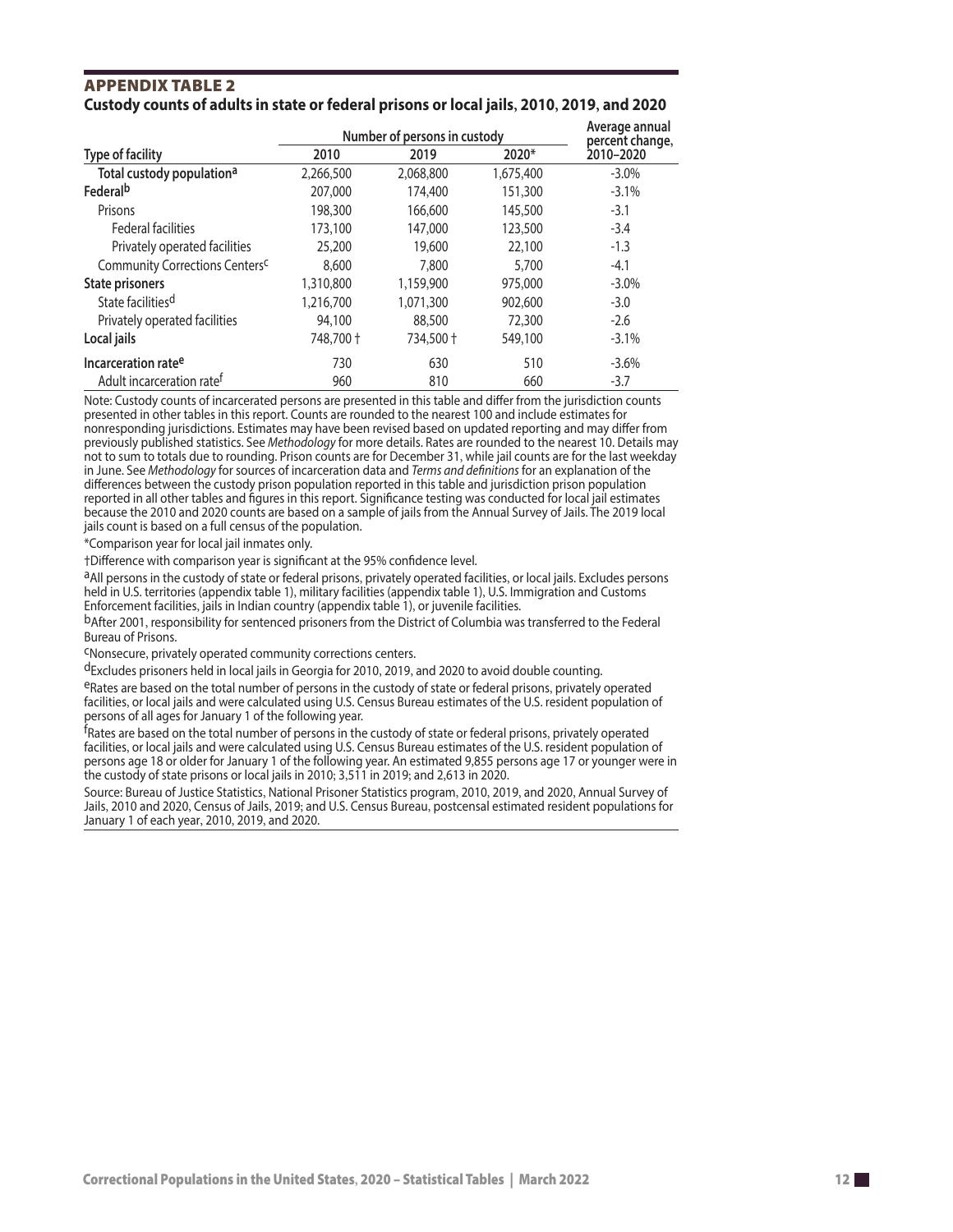## APPENDIX TABLE 2

### Custody counts of adults in state or federal prisons or local jails, 2010, 2019, and 2020

| Type of facility | Number of persons in custody | | | Average annual percent change, 2010–2020 |
|---|---|---|---|---|
| | 2010 | 2019 | 2020* | |
| **Total custody population**[a] | 2,266,500 | 2,068,800 | 1,675,400 | -3.0% |
| **Federal**[b] | 207,000 | 174,400 | 151,300 | -3.1% |
| Prisons | 198,300 | 166,600 | 145,500 | -3.1 |
| Federal facilities | 173,100 | 147,000 | 123,500 | -3.4 |
| Privately operated facilities | 25,200 | 19,600 | 22,100 | -1.3 |
| Community Corrections Centers[c] | 8,600 | 7,800 | 5,700 | -4.1 |
| **State prisoners** | 1,310,800 | 1,159,900 | 975,000 | -3.0% |
| State facilities[d] | 1,216,700 | 1,071,300 | 902,600 | -3.0 |
| Privately operated facilities | 94,100 | 88,500 | 72,300 | -2.6 |
| **Local jails** | 748,700 † | 734,500 † | 549,100 | -3.1% |
| **Incarceration rate**[e] | 730 | 630 | 510 | -3.6% |
| Adult incarceration rate[f] | 960 | 810 | 660 | -3.7 |

Note: Custody counts of incarcerated persons are presented in this table and differ from the jurisdiction counts presented in other tables in this report. Counts are rounded to the nearest 100 and include estimates for nonresponding jurisdictions. Estimates may have been revised based on updated reporting and may differ from previously published statistics. See *Methodology* for more details. Rates are rounded to the nearest 10. Details may not to sum to totals due to rounding. Prison counts are for December 31, while jail counts are for the last weekday in June. See *Methodology* for sources of incarceration data and *Terms and definitions* for an explanation of the differences between the custody prison population reported in this table and jurisdiction prison population reported in all other tables and figures in this report. Significance testing was conducted for local jail estimates because the 2010 and 2020 counts are based on a sample of jails from the Annual Survey of Jails. The 2019 local jails count is based on a full census of the population.

*Comparison year for local jail inmates only.

†Difference with comparison year is significant at the 95% confidence level.

[a]All persons in the custody of state or federal prisons, privately operated facilities, or local jails. Excludes persons held in U.S. territories (appendix table 1), military facilities (appendix table 1), U.S. Immigration and Customs Enforcement facilities, jails in Indian country (appendix table 1), or juvenile facilities.

[b]After 2001, responsibility for sentenced prisoners from the District of Columbia was transferred to the Federal Bureau of Prisons.

[c]Nonsecure, privately operated community corrections centers.

[d]Excludes prisoners held in local jails in Georgia for 2010, 2019, and 2020 to avoid double counting.

[e]Rates are based on the total number of persons in the custody of state or federal prisons, privately operated facilities, or local jails and were calculated using U.S. Census Bureau estimates of the U.S. resident population of persons of all ages for January 1 of the following year.

[f]Rates are based on the total number of persons in the custody of state or federal prisons, privately operated facilities, or local jails and were calculated using U.S. Census Bureau estimates of the U.S. resident population of persons age 18 or older for January 1 of the following year. An estimated 9,855 persons age 17 or younger were in the custody of state prisons or local jails in 2010; 3,511 in 2019; and 2,613 in 2020.

Source: Bureau of Justice Statistics, National Prisoner Statistics program, 2010, 2019, and 2020, Annual Survey of Jails, 2010 and 2020, Census of Jails, 2019; and U.S. Census Bureau, postcensal estimated resident populations for January 1 of each year, 2010, 2019, and 2020.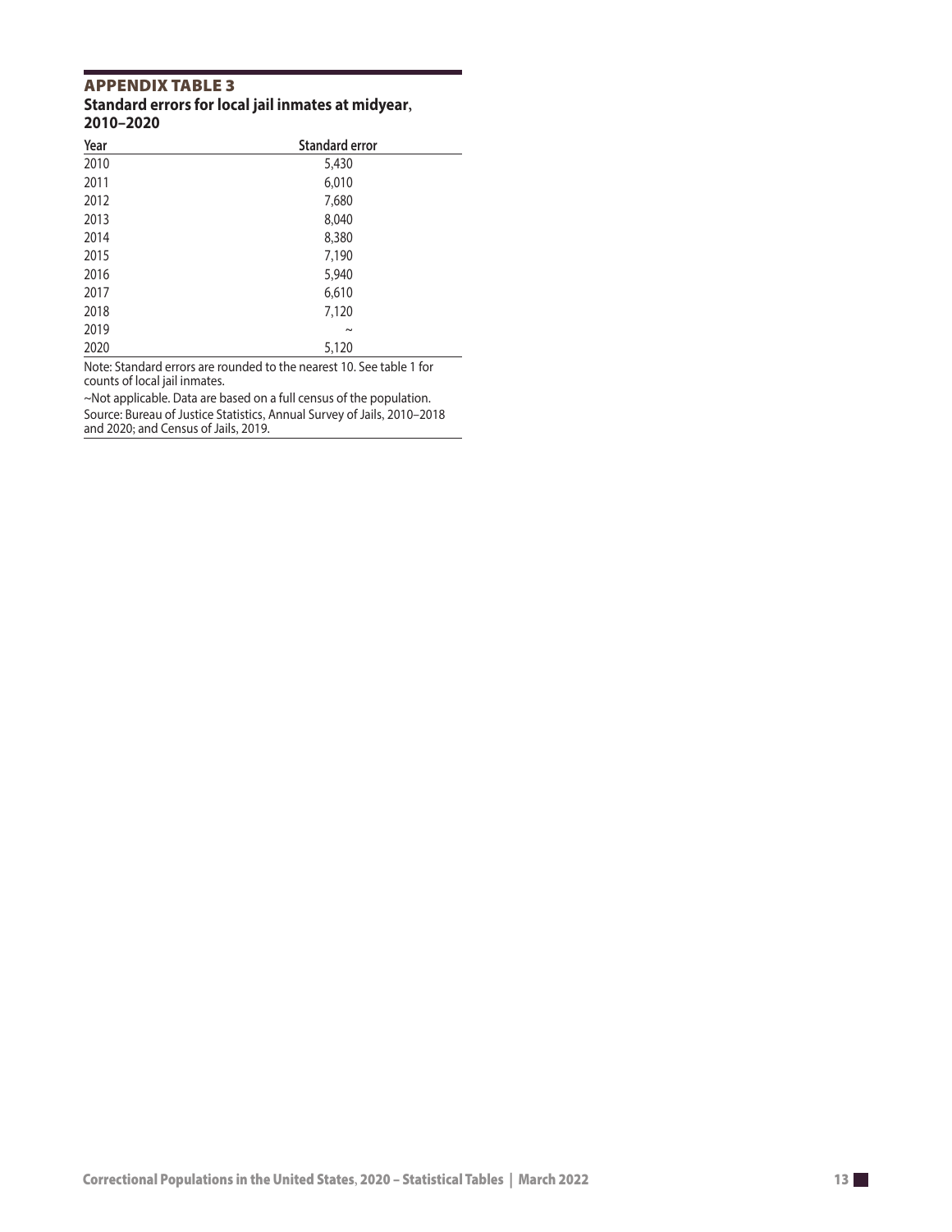## APPENDIX TABLE 3

**Standard errors for local jail inmates at midyear, 2010–2020**

| Year | Standard error |
|---|---|
| 2010 | 5,430 |
| 2011 | 6,010 |
| 2012 | 7,680 |
| 2013 | 8,040 |
| 2014 | 8,380 |
| 2015 | 7,190 |
| 2016 | 5,940 |
| 2017 | 6,610 |
| 2018 | 7,120 |
| 2019 | ~ |
| 2020 | 5,120 |

Note: Standard errors are rounded to the nearest 10. See table 1 for counts of local jail inmates.

~Not applicable. Data are based on a full census of the population.

Source: Bureau of Justice Statistics, Annual Survey of Jails, 2010–2018 and 2020; and Census of Jails, 2019.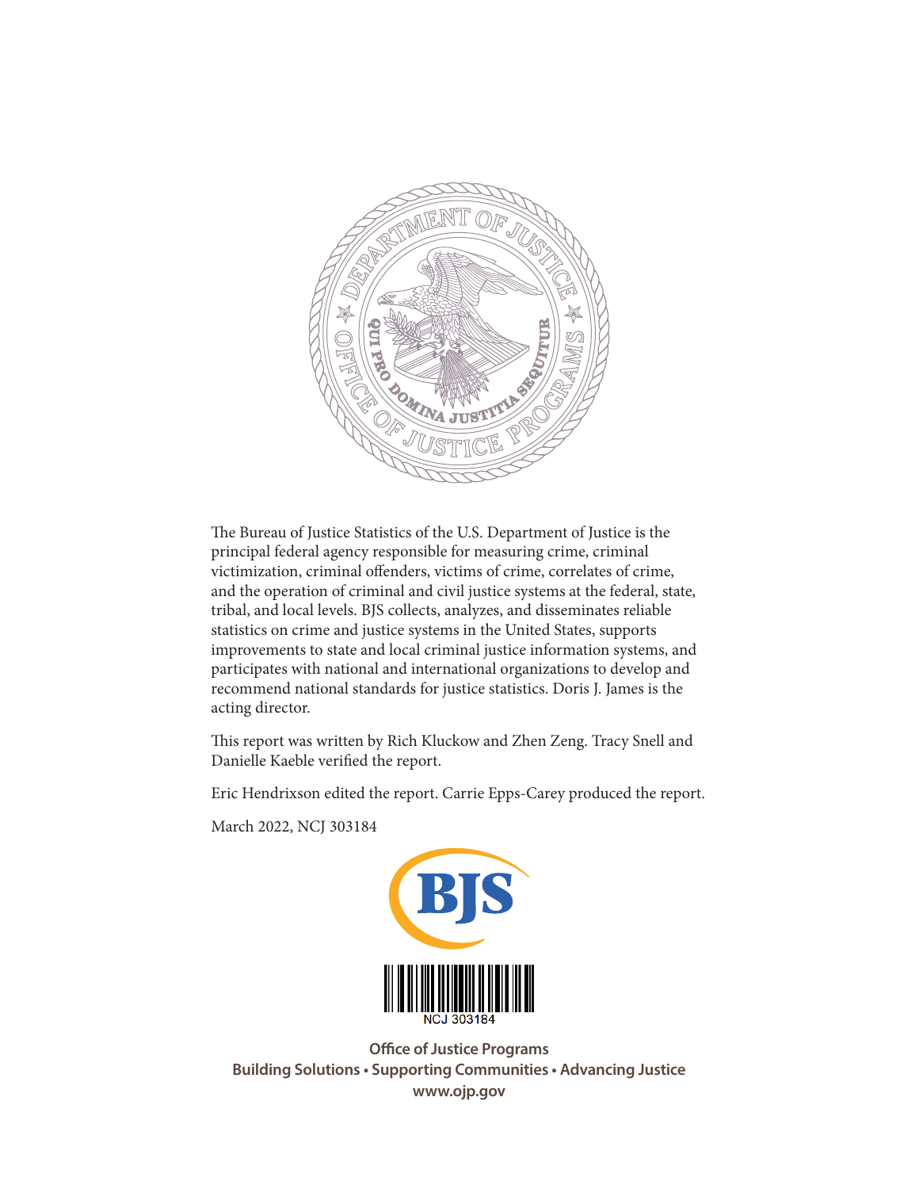The Bureau of Justice Statistics of the U.S. Department of Justice is the principal federal agency responsible for measuring crime, criminal victimization, criminal offenders, victims of crime, correlates of crime, and the operation of criminal and civil justice systems at the federal, state, tribal, and local levels. BJS collects, analyzes, and disseminates reliable statistics on crime and justice systems in the United States, supports improvements to state and local criminal justice information systems, and participates with national and international organizations to develop and recommend national standards for justice statistics. Doris J. James is the acting director.

This report was written by Rich Kluckow and Zhen Zeng. Tracy Snell and Danielle Kaeble verified the report.

Eric Hendrixson edited the report. Carrie Epps-Carey produced the report.

March 2022, NCJ 303184

NCJ 303184

**Office of Justice Programs**
**Building Solutions • Supporting Communities • Advancing Justice**
**www.ojp.gov**